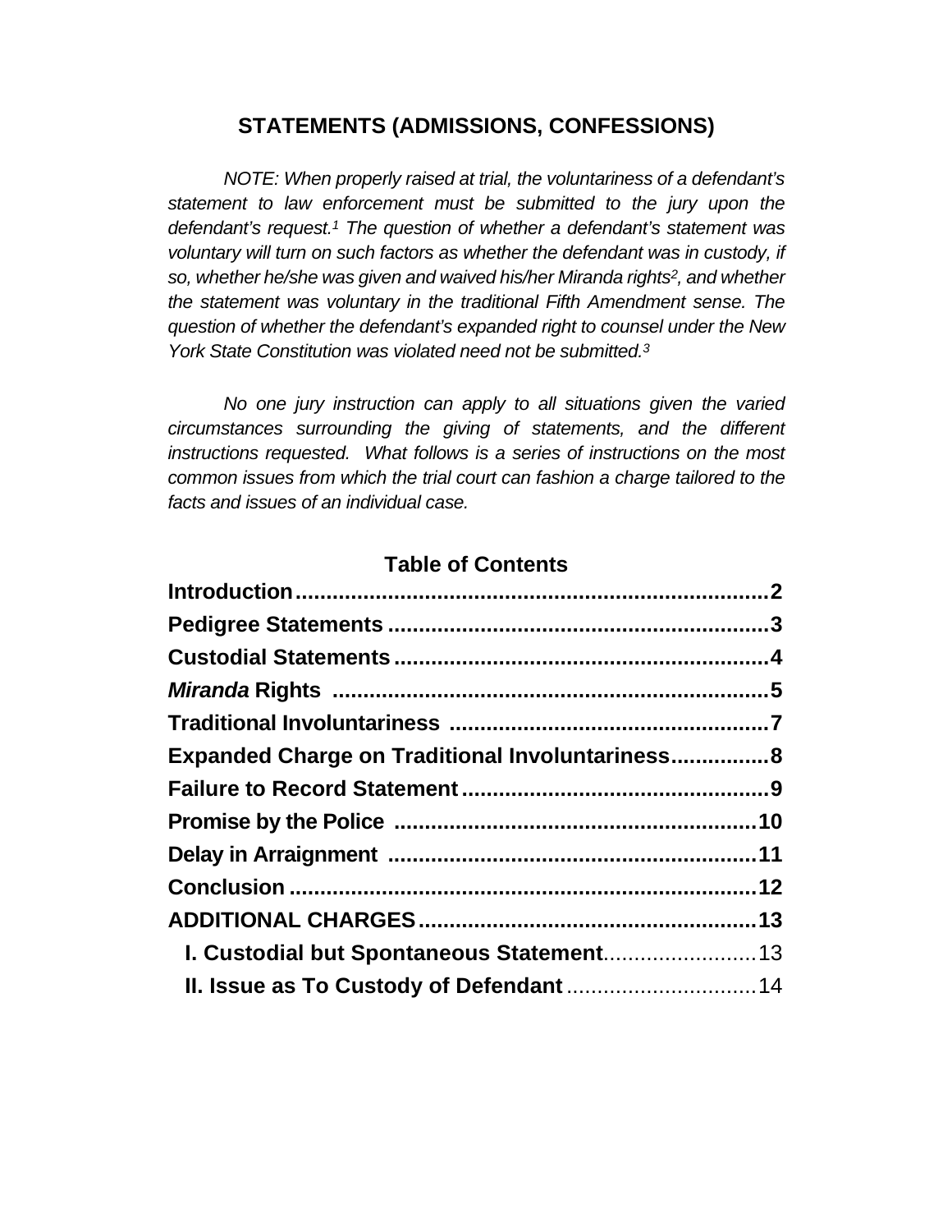# STATEMENTS (ADMISSIONS, CONFESSIONS)

*NOTE: When properly raised at trial, the voluntariness of a defendant's statement to law enforcement must be submitted to the jury upon the defendant's request.[1] The question of whether a defendant's statement was voluntary will turn on such factors as whether the defendant was in custody, if so, whether he/she was given and waived his/her Miranda rights[2], and whether the statement was voluntary in the traditional Fifth Amendment sense. The question of whether the defendant's expanded right to counsel under the New York State Constitution was violated need not be submitted.[3]*

*No one jury instruction can apply to all situations given the varied circumstances surrounding the giving of statements, and the different instructions requested. What follows is a series of instructions on the most common issues from which the trial court can fashion a charge tailored to the facts and issues of an individual case.*

## Table of Contents

**Introduction**............................................................................2
**Pedigree Statements**.............................................................3
**Custodial Statements**............................................................4
***Miranda* Rights**......................................................................5
**Traditional Involuntariness**...................................................7
**Expanded Charge on Traditional Involuntariness**................8
**Failure to Record Statement**.................................................9
**Promise by the Police**...........................................................10
**Delay in Arraignment**............................................................11
**Conclusion**...........................................................................12
**ADDITIONAL CHARGES**......................................................13
  **I. Custodial but Spontaneous Statement**.........................13
  **II. Issue as To Custody of Defendant**..............................14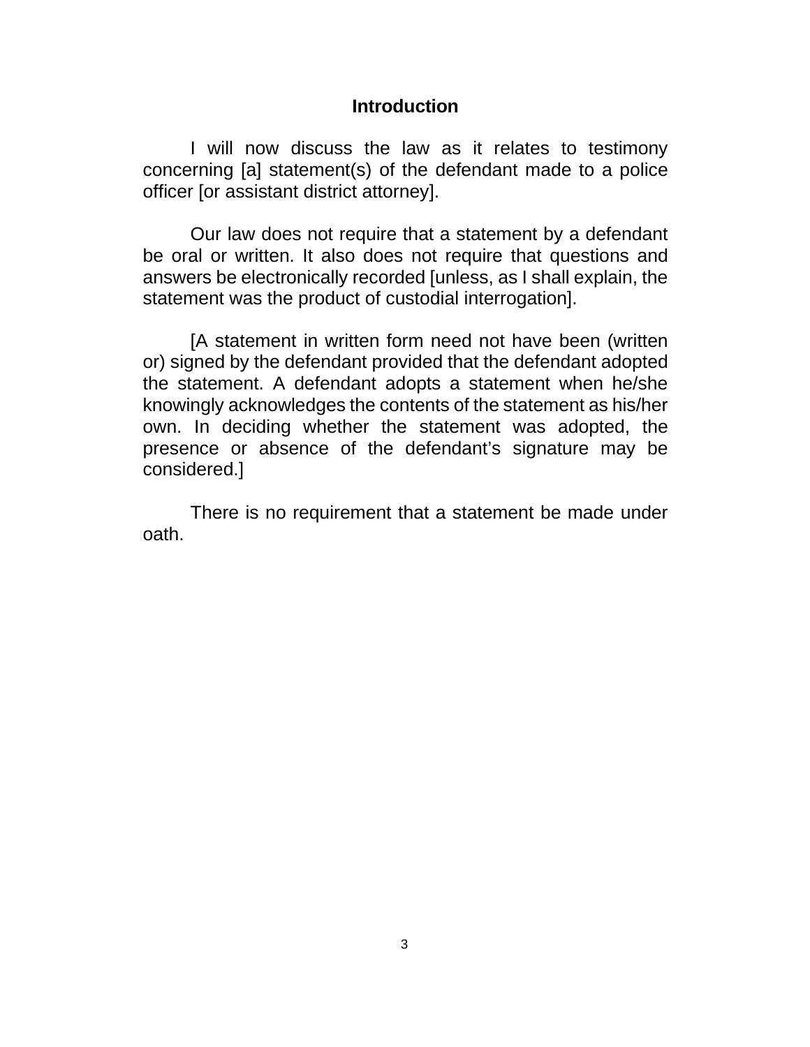## Introduction

I will now discuss the law as it relates to testimony concerning [a] statement(s) of the defendant made to a police officer [or assistant district attorney].

Our law does not require that a statement by a defendant be oral or written. It also does not require that questions and answers be electronically recorded [unless, as I shall explain, the statement was the product of custodial interrogation].

[A statement in written form need not have been (written or) signed by the defendant provided that the defendant adopted the statement. A defendant adopts a statement when he/she knowingly acknowledges the contents of the statement as his/her own. In deciding whether the statement was adopted, the presence or absence of the defendant's signature may be considered.]

There is no requirement that a statement be made under oath.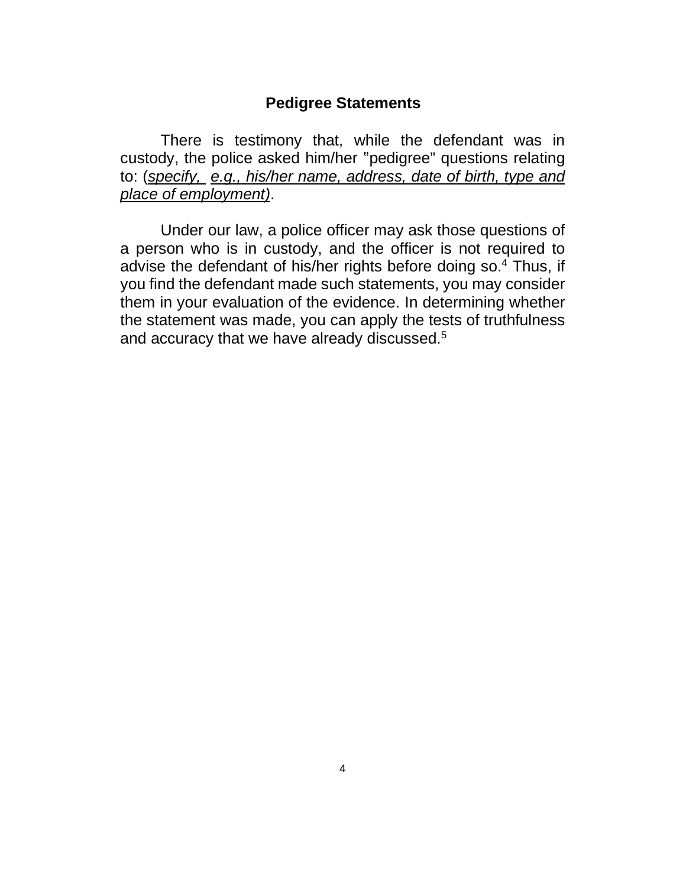## Pedigree Statements

There is testimony that, while the defendant was in custody, the police asked him/her "pedigree" questions relating to: (*specify, e.g., his/her name, address, date of birth, type and place of employment)*.

Under our law, a police officer may ask those questions of a person who is in custody, and the officer is not required to advise the defendant of his/her rights before doing so.[4] Thus, if you find the defendant made such statements, you may consider them in your evaluation of the evidence. In determining whether the statement was made, you can apply the tests of truthfulness and accuracy that we have already discussed.[5]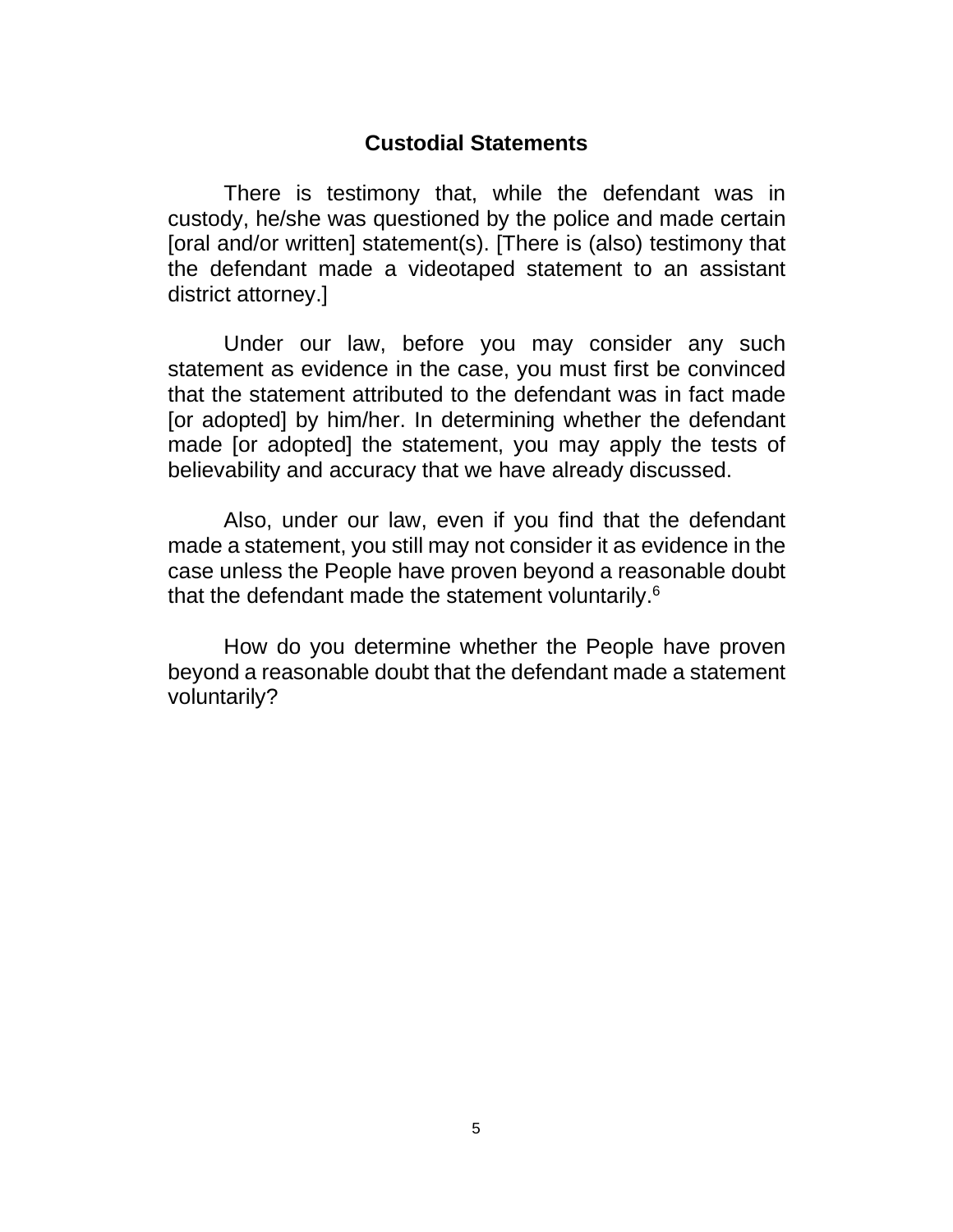## Custodial Statements

There is testimony that, while the defendant was in custody, he/she was questioned by the police and made certain [oral and/or written] statement(s). [There is (also) testimony that the defendant made a videotaped statement to an assistant district attorney.]

Under our law, before you may consider any such statement as evidence in the case, you must first be convinced that the statement attributed to the defendant was in fact made [or adopted] by him/her. In determining whether the defendant made [or adopted] the statement, you may apply the tests of believability and accuracy that we have already discussed.

Also, under our law, even if you find that the defendant made a statement, you still may not consider it as evidence in the case unless the People have proven beyond a reasonable doubt that the defendant made the statement voluntarily.[6]

How do you determine whether the People have proven beyond a reasonable doubt that the defendant made a statement voluntarily?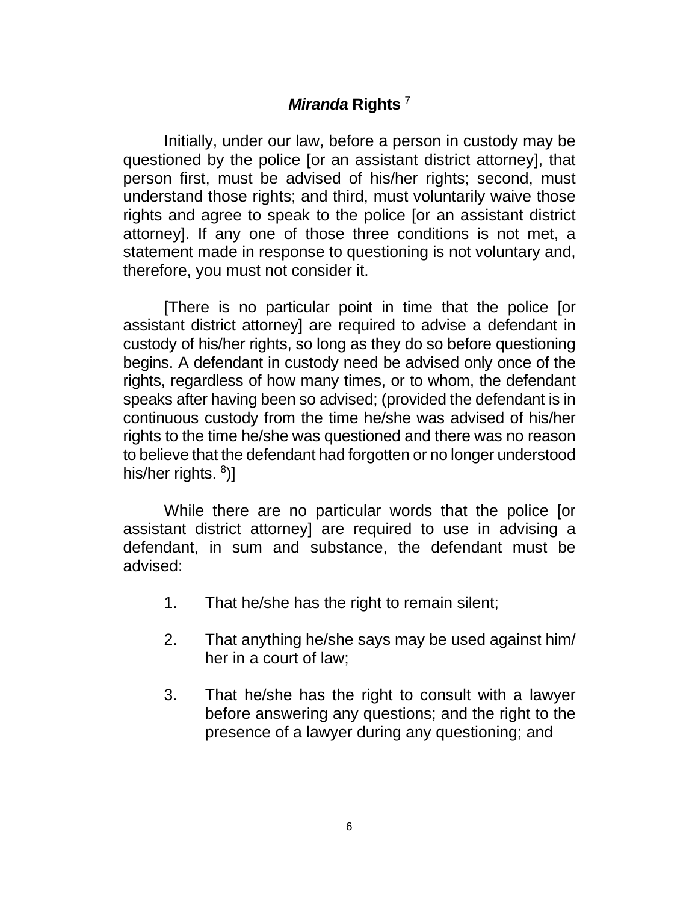## *Miranda* Rights [7]

Initially, under our law, before a person in custody may be questioned by the police [or an assistant district attorney], that person first, must be advised of his/her rights; second, must understand those rights; and third, must voluntarily waive those rights and agree to speak to the police [or an assistant district attorney]. If any one of those three conditions is not met, a statement made in response to questioning is not voluntary and, therefore, you must not consider it.

[There is no particular point in time that the police [or assistant district attorney] are required to advise a defendant in custody of his/her rights, so long as they do so before questioning begins. A defendant in custody need be advised only once of the rights, regardless of how many times, or to whom, the defendant speaks after having been so advised; (provided the defendant is in continuous custody from the time he/she was advised of his/her rights to the time he/she was questioned and there was no reason to believe that the defendant had forgotten or no longer understood his/her rights. [8])]

While there are no particular words that the police [or assistant district attorney] are required to use in advising a defendant, in sum and substance, the defendant must be advised:

1. That he/she has the right to remain silent;

2. That anything he/she says may be used against him/her in a court of law;

3. That he/she has the right to consult with a lawyer before answering any questions; and the right to the presence of a lawyer during any questioning; and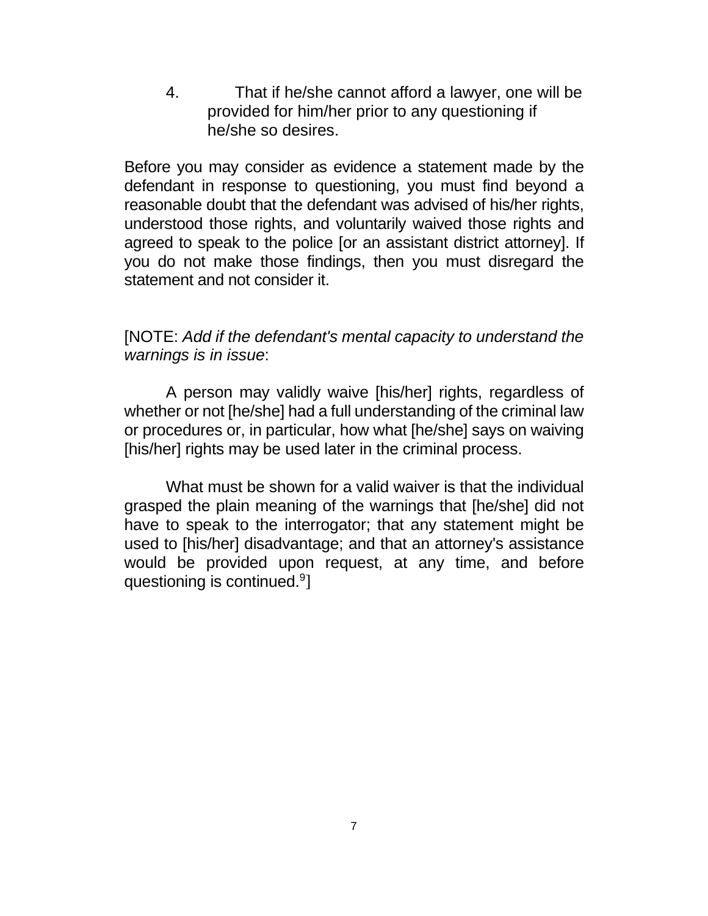4. That if he/she cannot afford a lawyer, one will be provided for him/her prior to any questioning if he/she so desires.

Before you may consider as evidence a statement made by the defendant in response to questioning, you must find beyond a reasonable doubt that the defendant was advised of his/her rights, understood those rights, and voluntarily waived those rights and agreed to speak to the police [or an assistant district attorney]. If you do not make those findings, then you must disregard the statement and not consider it.

[NOTE: *Add if the defendant's mental capacity to understand the warnings is in issue*:

A person may validly waive [his/her] rights, regardless of whether or not [he/she] had a full understanding of the criminal law or procedures or, in particular, how what [he/she] says on waiving [his/her] rights may be used later in the criminal process.

What must be shown for a valid waiver is that the individual grasped the plain meaning of the warnings that [he/she] did not have to speak to the interrogator; that any statement might be used to [his/her] disadvantage; and that an attorney's assistance would be provided upon request, at any time, and before questioning is continued.[9]]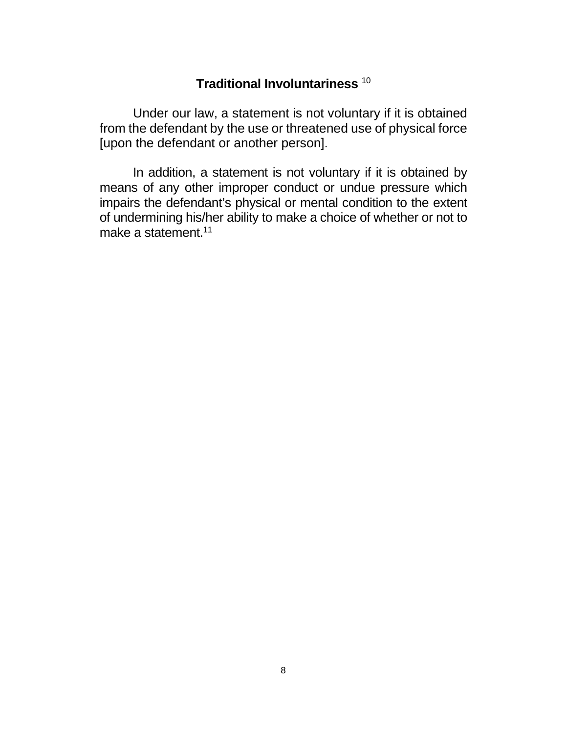## Traditional Involuntariness [10]

Under our law, a statement is not voluntary if it is obtained from the defendant by the use or threatened use of physical force [upon the defendant or another person].

In addition, a statement is not voluntary if it is obtained by means of any other improper conduct or undue pressure which impairs the defendant's physical or mental condition to the extent of undermining his/her ability to make a choice of whether or not to make a statement.[11]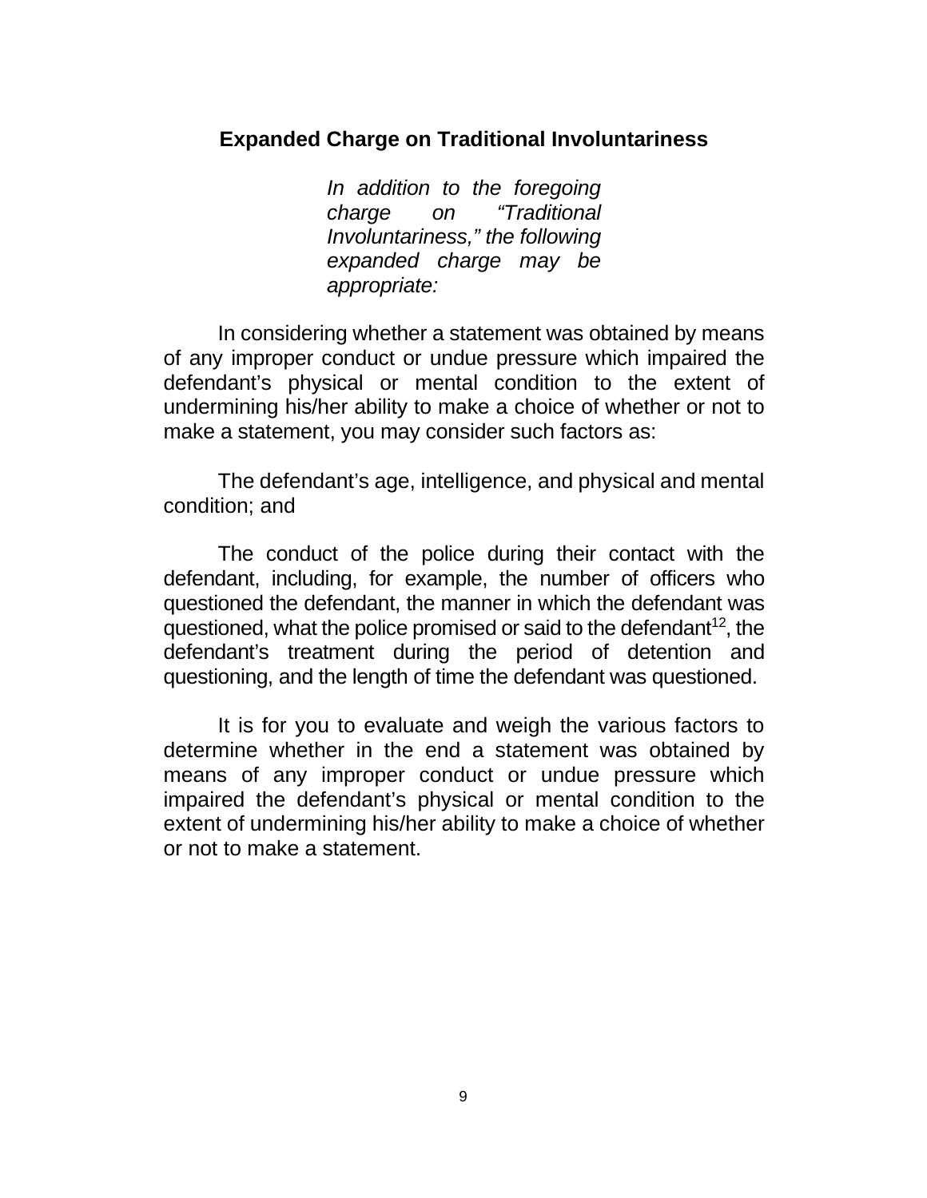## Expanded Charge on Traditional Involuntariness

*In addition to the foregoing charge on "Traditional Involuntariness," the following expanded charge may be appropriate:*

In considering whether a statement was obtained by means of any improper conduct or undue pressure which impaired the defendant's physical or mental condition to the extent of undermining his/her ability to make a choice of whether or not to make a statement, you may consider such factors as:

The defendant's age, intelligence, and physical and mental condition; and

The conduct of the police during their contact with the defendant, including, for example, the number of officers who questioned the defendant, the manner in which the defendant was questioned, what the police promised or said to the defendant[12], the defendant's treatment during the period of detention and questioning, and the length of time the defendant was questioned.

It is for you to evaluate and weigh the various factors to determine whether in the end a statement was obtained by means of any improper conduct or undue pressure which impaired the defendant's physical or mental condition to the extent of undermining his/her ability to make a choice of whether or not to make a statement.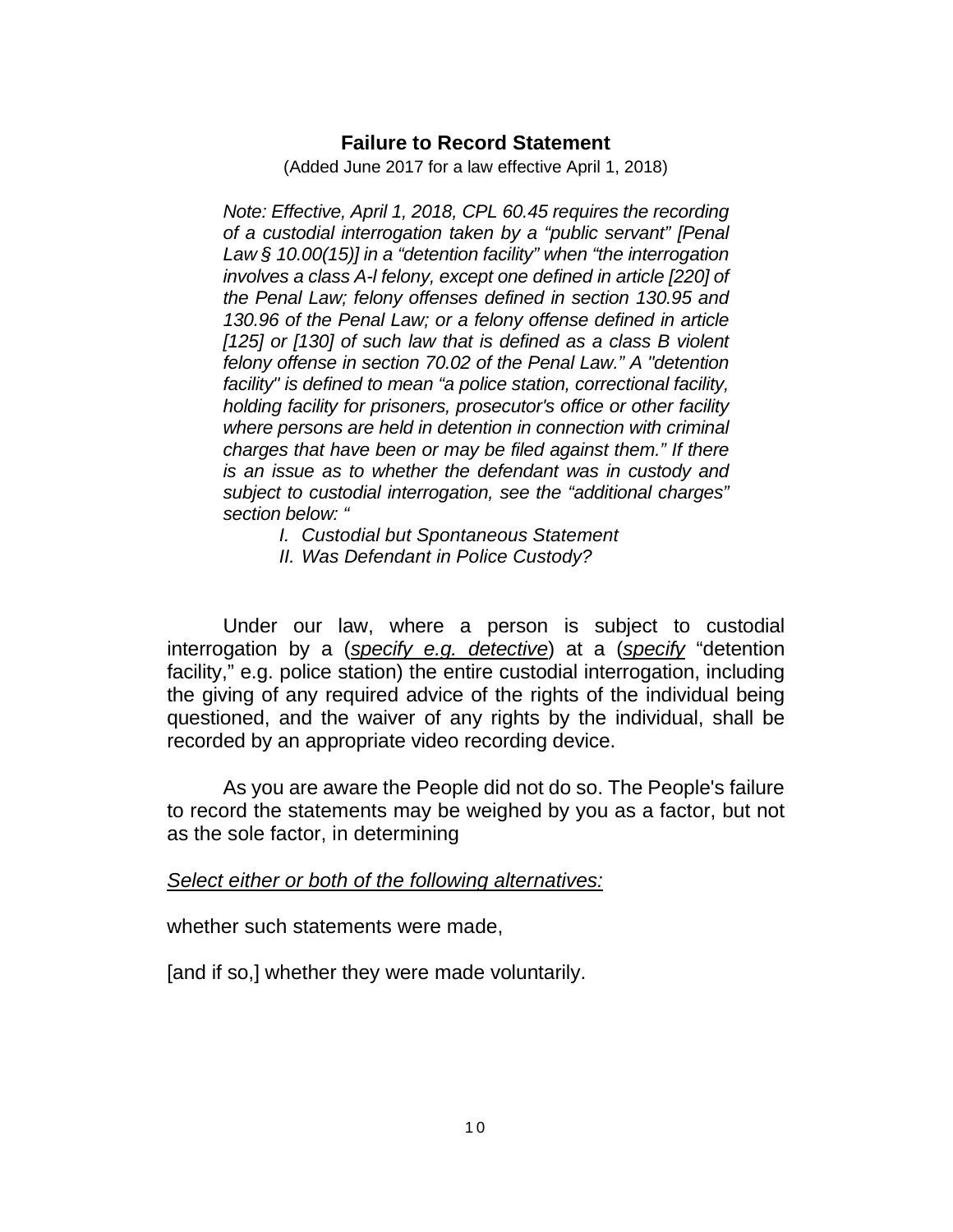## Failure to Record Statement

(Added June 2017 for a law effective April 1, 2018)

*Note: Effective, April 1, 2018, CPL 60.45 requires the recording of a custodial interrogation taken by a "public servant" [Penal Law § 10.00(15)] in a "detention facility" when "the interrogation involves a class A-I felony, except one defined in article [220] of the Penal Law; felony offenses defined in section 130.95 and 130.96 of the Penal Law; or a felony offense defined in article [125] or [130] of such law that is defined as a class B violent felony offense in section 70.02 of the Penal Law." A "detention facility" is defined to mean "a police station, correctional facility, holding facility for prisoners, prosecutor's office or other facility where persons are held in detention in connection with criminal charges that have been or may be filed against them." If there is an issue as to whether the defendant was in custody and subject to custodial interrogation, see the "additional charges" section below: "*

*I. Custodial but Spontaneous Statement*
*II. Was Defendant in Police Custody?*

Under our law, where a person is subject to custodial interrogation by a (*specify e.g. detective*) at a (*specify* "detention facility," e.g. police station) the entire custodial interrogation, including the giving of any required advice of the rights of the individual being questioned, and the waiver of any rights by the individual, shall be recorded by an appropriate video recording device.

As you are aware the People did not do so. The People's failure to record the statements may be weighed by you as a factor, but not as the sole factor, in determining

*Select either or both of the following alternatives:*

whether such statements were made,

[and if so,] whether they were made voluntarily.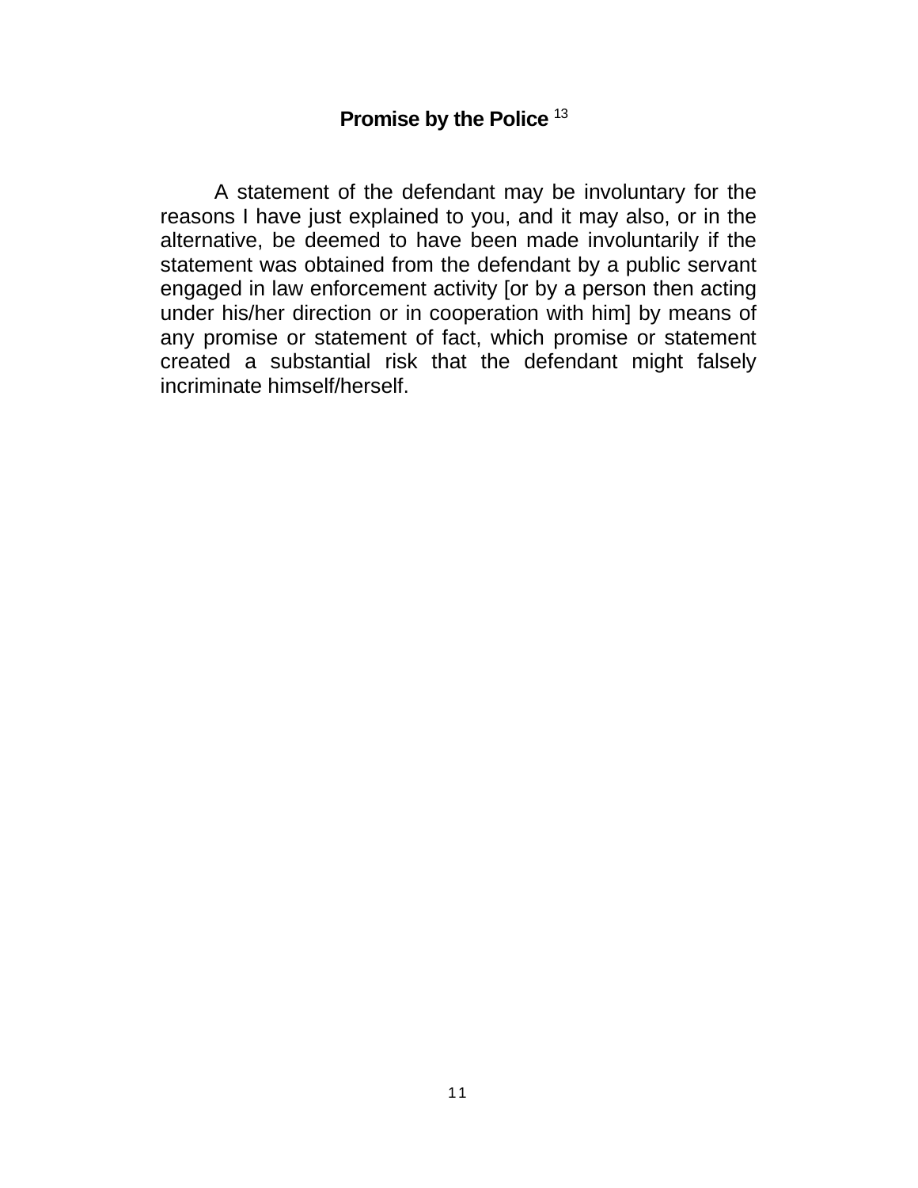## Promise by the Police [13]

A statement of the defendant may be involuntary for the reasons I have just explained to you, and it may also, or in the alternative, be deemed to have been made involuntarily if the statement was obtained from the defendant by a public servant engaged in law enforcement activity [or by a person then acting under his/her direction or in cooperation with him] by means of any promise or statement of fact, which promise or statement created a substantial risk that the defendant might falsely incriminate himself/herself.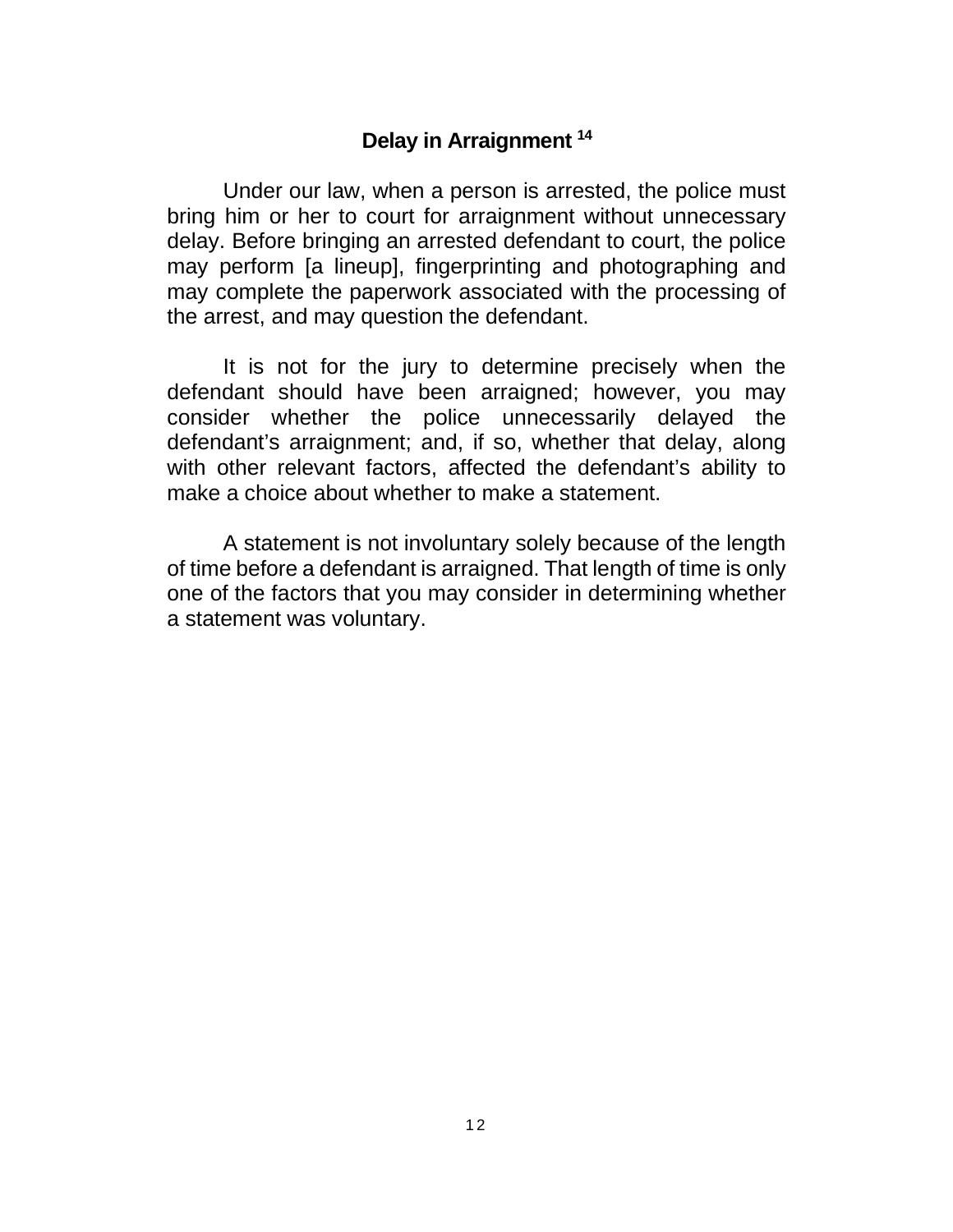## Delay in Arraignment [14]

Under our law, when a person is arrested, the police must bring him or her to court for arraignment without unnecessary delay. Before bringing an arrested defendant to court, the police may perform [a lineup], fingerprinting and photographing and may complete the paperwork associated with the processing of the arrest, and may question the defendant.

It is not for the jury to determine precisely when the defendant should have been arraigned; however, you may consider whether the police unnecessarily delayed the defendant's arraignment; and, if so, whether that delay, along with other relevant factors, affected the defendant's ability to make a choice about whether to make a statement.

A statement is not involuntary solely because of the length of time before a defendant is arraigned. That length of time is only one of the factors that you may consider in determining whether a statement was voluntary.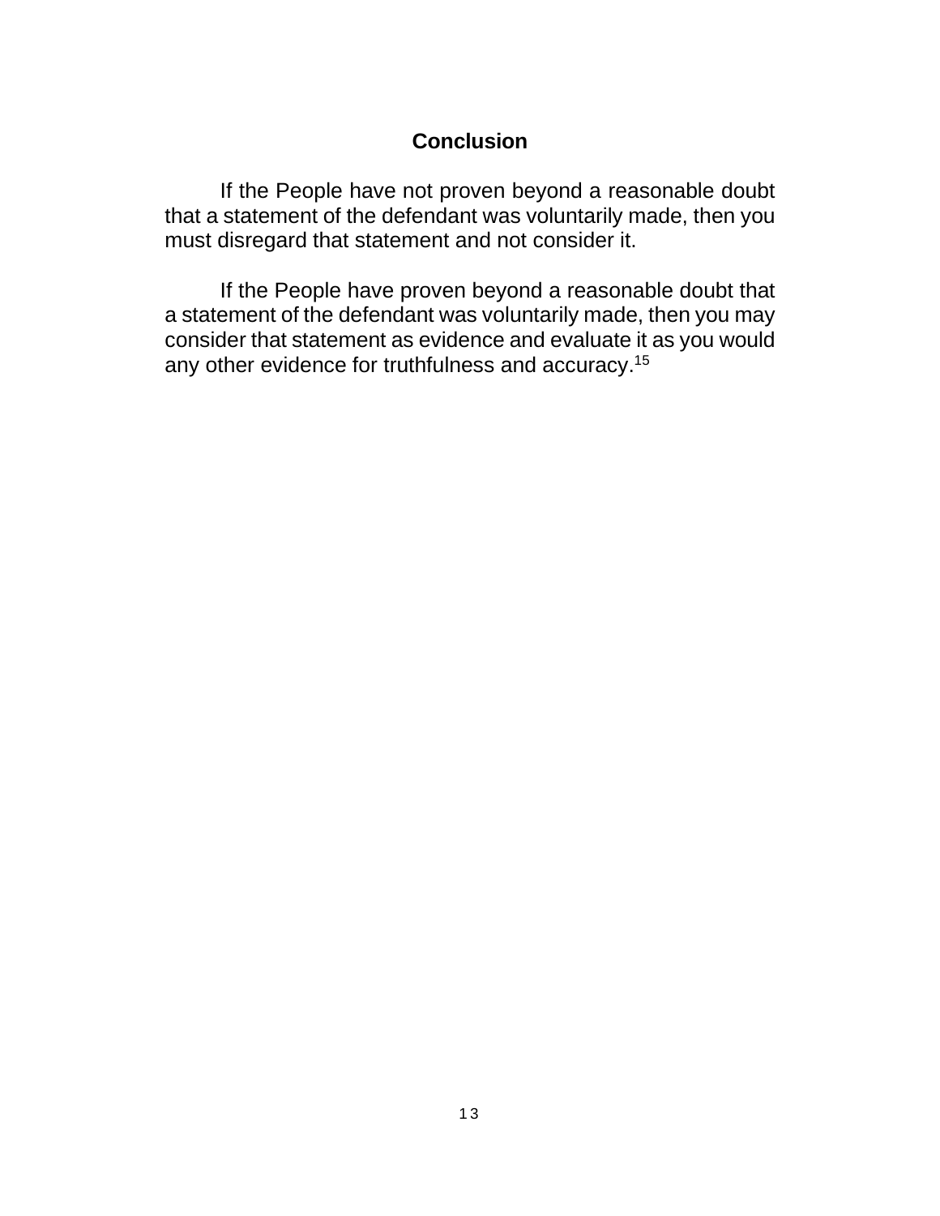## Conclusion

If the People have not proven beyond a reasonable doubt that a statement of the defendant was voluntarily made, then you must disregard that statement and not consider it.

If the People have proven beyond a reasonable doubt that a statement of the defendant was voluntarily made, then you may consider that statement as evidence and evaluate it as you would any other evidence for truthfulness and accuracy.[15]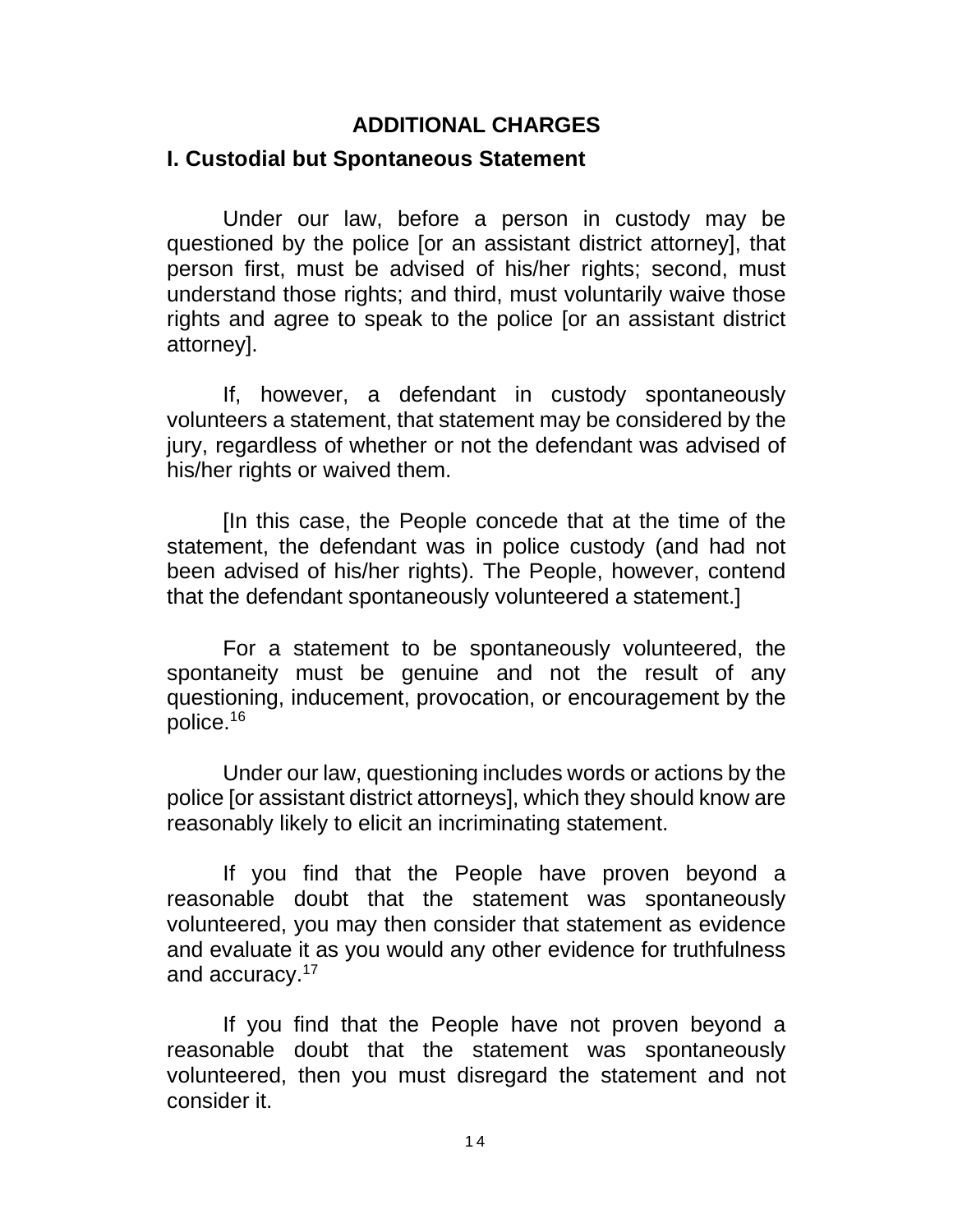## ADDITIONAL CHARGES

### I. Custodial but Spontaneous Statement

Under our law, before a person in custody may be questioned by the police [or an assistant district attorney], that person first, must be advised of his/her rights; second, must understand those rights; and third, must voluntarily waive those rights and agree to speak to the police [or an assistant district attorney].

If, however, a defendant in custody spontaneously volunteers a statement, that statement may be considered by the jury, regardless of whether or not the defendant was advised of his/her rights or waived them.

[In this case, the People concede that at the time of the statement, the defendant was in police custody (and had not been advised of his/her rights). The People, however, contend that the defendant spontaneously volunteered a statement.]

For a statement to be spontaneously volunteered, the spontaneity must be genuine and not the result of any questioning, inducement, provocation, or encouragement by the police.[16]

Under our law, questioning includes words or actions by the police [or assistant district attorneys], which they should know are reasonably likely to elicit an incriminating statement.

If you find that the People have proven beyond a reasonable doubt that the statement was spontaneously volunteered, you may then consider that statement as evidence and evaluate it as you would any other evidence for truthfulness and accuracy.[17]

If you find that the People have not proven beyond a reasonable doubt that the statement was spontaneously volunteered, then you must disregard the statement and not consider it.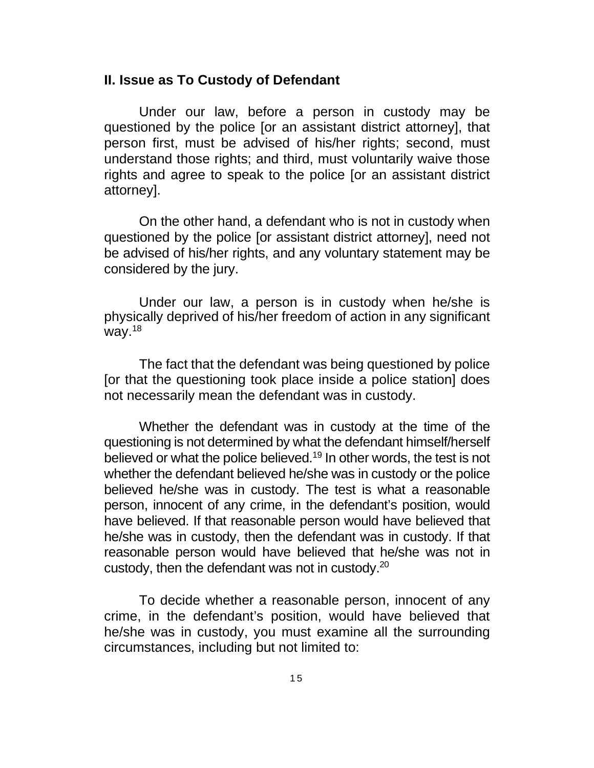## II. Issue as To Custody of Defendant

Under our law, before a person in custody may be questioned by the police [or an assistant district attorney], that person first, must be advised of his/her rights; second, must understand those rights; and third, must voluntarily waive those rights and agree to speak to the police [or an assistant district attorney].

On the other hand, a defendant who is not in custody when questioned by the police [or assistant district attorney], need not be advised of his/her rights, and any voluntary statement may be considered by the jury.

Under our law, a person is in custody when he/she is physically deprived of his/her freedom of action in any significant way.[18]

The fact that the defendant was being questioned by police [or that the questioning took place inside a police station] does not necessarily mean the defendant was in custody.

Whether the defendant was in custody at the time of the questioning is not determined by what the defendant himself/herself believed or what the police believed.[19] In other words, the test is not whether the defendant believed he/she was in custody or the police believed he/she was in custody. The test is what a reasonable person, innocent of any crime, in the defendant's position, would have believed. If that reasonable person would have believed that he/she was in custody, then the defendant was in custody. If that reasonable person would have believed that he/she was not in custody, then the defendant was not in custody.[20]

To decide whether a reasonable person, innocent of any crime, in the defendant's position, would have believed that he/she was in custody, you must examine all the surrounding circumstances, including but not limited to: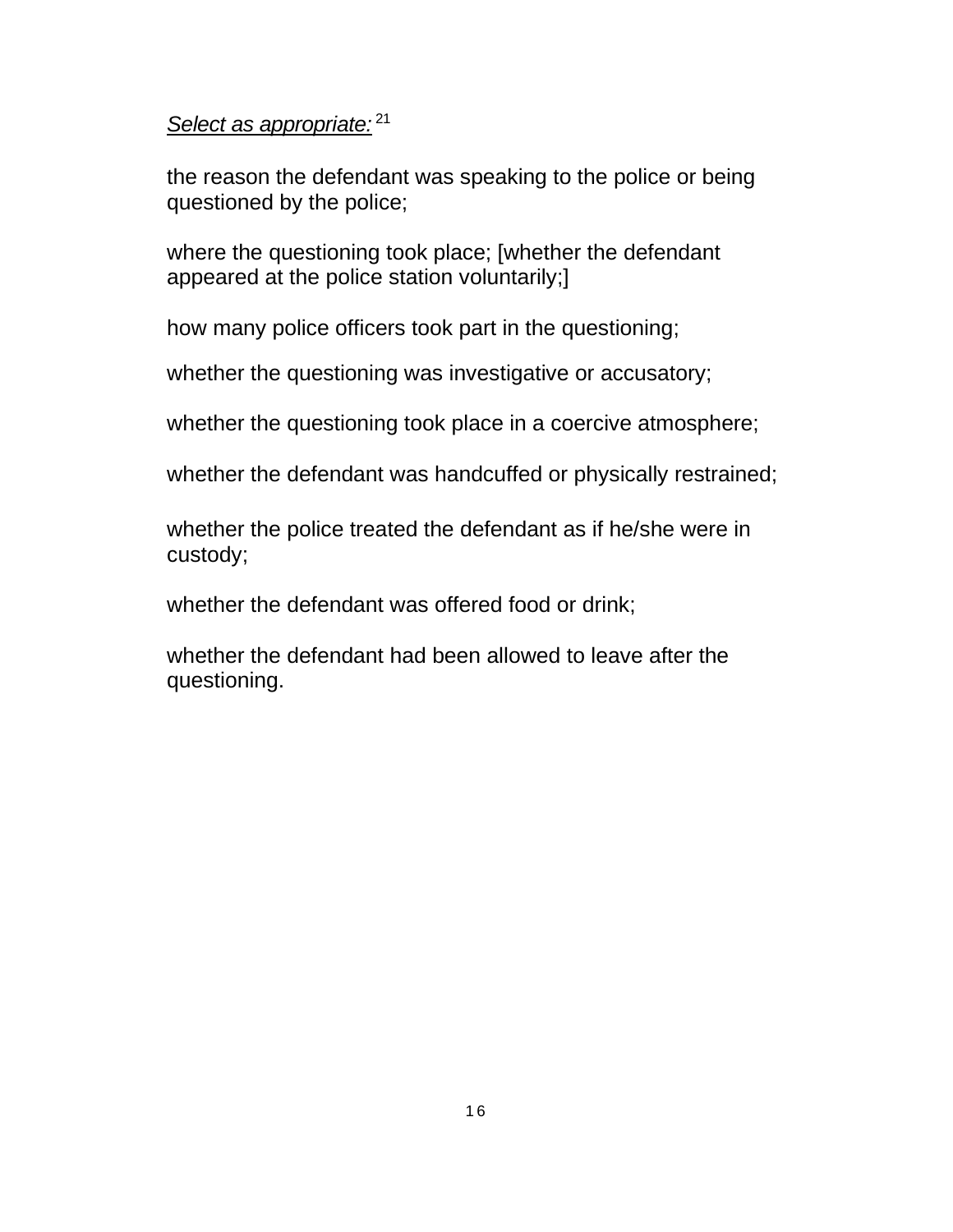*Select as appropriate:*[21]

the reason the defendant was speaking to the police or being questioned by the police;

where the questioning took place; [whether the defendant appeared at the police station voluntarily;]

how many police officers took part in the questioning;

whether the questioning was investigative or accusatory;

whether the questioning took place in a coercive atmosphere;

whether the defendant was handcuffed or physically restrained;

whether the police treated the defendant as if he/she were in custody;

whether the defendant was offered food or drink;

whether the defendant had been allowed to leave after the questioning.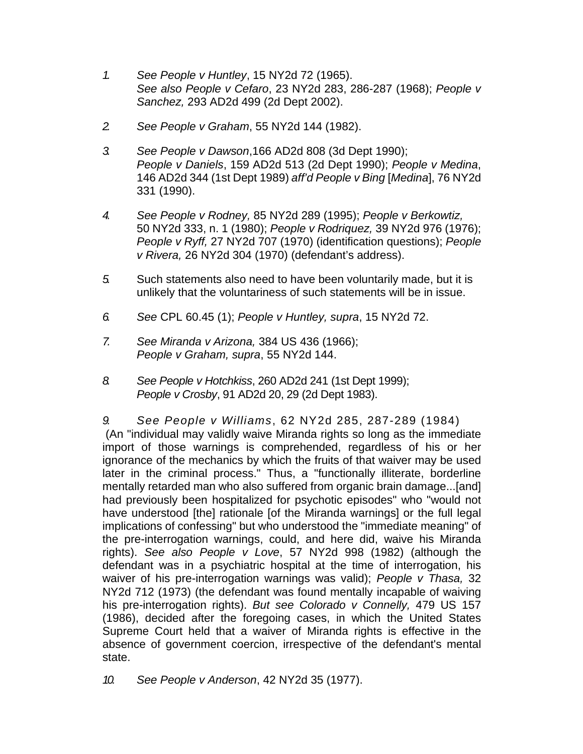1. *See People v Huntley*, 15 NY2d 72 (1965).
   *See also People v Cefaro*, 23 NY2d 283, 286-287 (1968); *People v Sanchez,* 293 AD2d 499 (2d Dept 2002).

2. *See People v Graham*, 55 NY2d 144 (1982).

3. *See People v Dawson*,166 AD2d 808 (3d Dept 1990); *People v Daniels*, 159 AD2d 513 (2d Dept 1990); *People v Medina*, 146 AD2d 344 (1st Dept 1989) *aff'd People v Bing* [*Medina*], 76 NY2d 331 (1990).

4. *See People v Rodney,* 85 NY2d 289 (1995); *People v Berkowtiz,* 50 NY2d 333, n. 1 (1980); *People v Rodriquez,* 39 NY2d 976 (1976); *People v Ryff,* 27 NY2d 707 (1970) (identification questions); *People v Rivera,* 26 NY2d 304 (1970) (defendant's address).

5. Such statements also need to have been voluntarily made, but it is unlikely that the voluntariness of such statements will be in issue.

6. *See* CPL 60.45 (1); *People v Huntley, supra*, 15 NY2d 72.

7. *See Miranda v Arizona,* 384 US 436 (1966); *People v Graham, supra*, 55 NY2d 144.

8. *See People v Hotchkiss*, 260 AD2d 241 (1st Dept 1999); *People v Crosby*, 91 AD2d 20, 29 (2d Dept 1983).

9. *See People v Williams*, 62 NY2d 285, 287-289 (1984) (An "individual may validly waive Miranda rights so long as the immediate import of those warnings is comprehended, regardless of his or her ignorance of the mechanics by which the fruits of that waiver may be used later in the criminal process." Thus, a "functionally illiterate, borderline mentally retarded man who also suffered from organic brain damage...[and] had previously been hospitalized for psychotic episodes" who "would not have understood [the] rationale [of the Miranda warnings] or the full legal implications of confessing" but who understood the "immediate meaning" of the pre-interrogation warnings, could, and here did, waive his Miranda rights). *See also People v Love*, 57 NY2d 998 (1982) (although the defendant was in a psychiatric hospital at the time of interrogation, his waiver of his pre-interrogation warnings was valid); *People v Thasa,* 32 NY2d 712 (1973) (the defendant was found mentally incapable of waiving his pre-interrogation rights). *But see Colorado v Connelly,* 479 US 157 (1986), decided after the foregoing cases, in which the United States Supreme Court held that a waiver of Miranda rights is effective in the absence of government coercion, irrespective of the defendant's mental state.

10. *See People v Anderson*, 42 NY2d 35 (1977).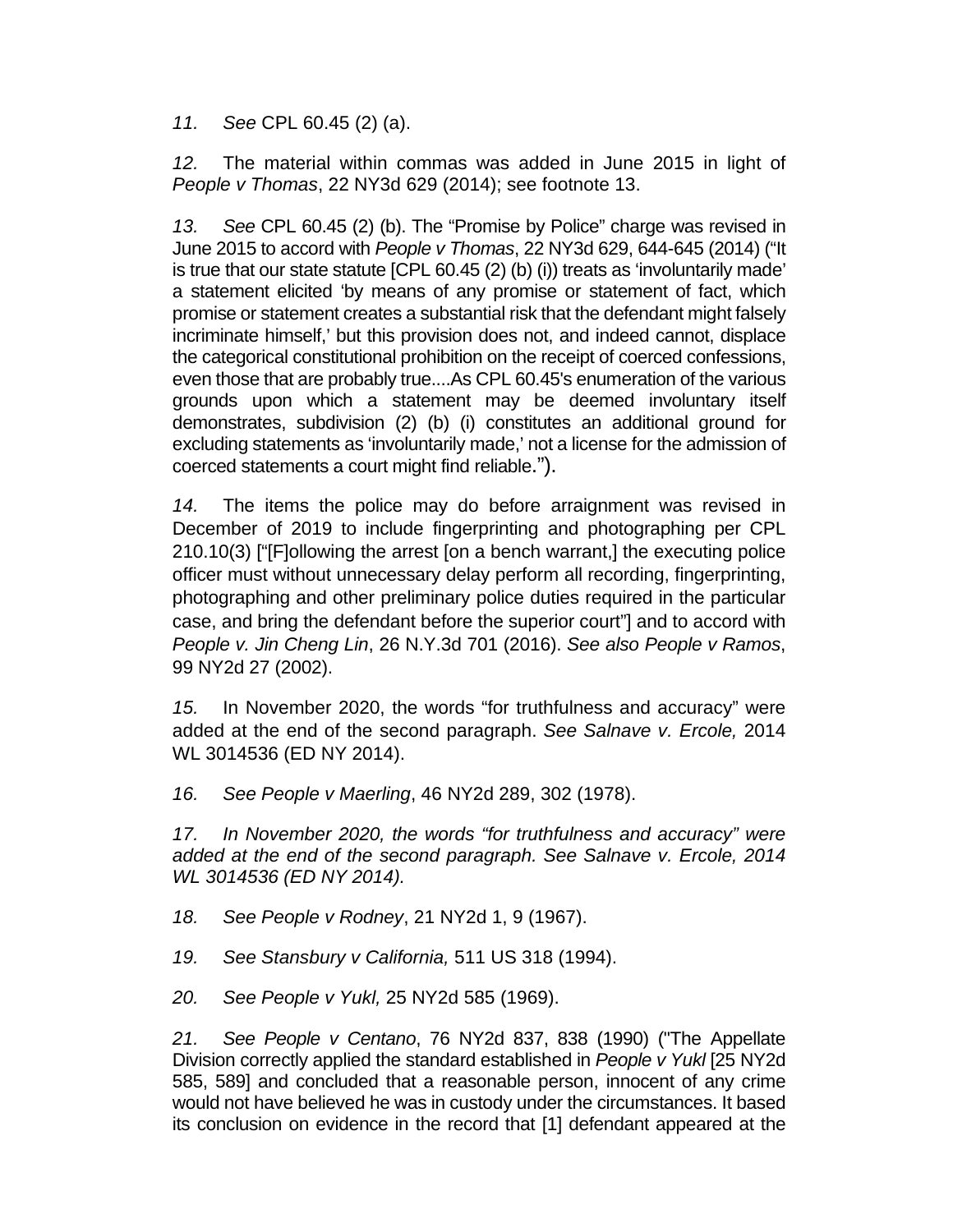*11.* *See* CPL 60.45 (2) (a).

*12.* The material within commas was added in June 2015 in light of *People v Thomas*, 22 NY3d 629 (2014); see footnote 13.

*13.* *See* CPL 60.45 (2) (b). The "Promise by Police" charge was revised in June 2015 to accord with *People v Thomas*, 22 NY3d 629, 644-645 (2014) ("It is true that our state statute [CPL 60.45 (2) (b) (i)) treats as 'involuntarily made' a statement elicited 'by means of any promise or statement of fact, which promise or statement creates a substantial risk that the defendant might falsely incriminate himself,' but this provision does not, and indeed cannot, displace the categorical constitutional prohibition on the receipt of coerced confessions, even those that are probably true....As CPL 60.45's enumeration of the various grounds upon which a statement may be deemed involuntary itself demonstrates, subdivision (2) (b) (i) constitutes an additional ground for excluding statements as 'involuntarily made,' not a license for the admission of coerced statements a court might find reliable.").

*14.* The items the police may do before arraignment was revised in December of 2019 to include fingerprinting and photographing per CPL 210.10(3) ["[F]ollowing the arrest [on a bench warrant,] the executing police officer must without unnecessary delay perform all recording, fingerprinting, photographing and other preliminary police duties required in the particular case, and bring the defendant before the superior court"] and to accord with *People v. Jin Cheng Lin*, 26 N.Y.3d 701 (2016). *See also People v Ramos*, 99 NY2d 27 (2002).

*15.* In November 2020, the words "for truthfulness and accuracy" were added at the end of the second paragraph. *See Salnave v. Ercole,* 2014 WL 3014536 (ED NY 2014).

*16.* *See People v Maerling*, 46 NY2d 289, 302 (1978).

*17. In November 2020, the words "for truthfulness and accuracy" were added at the end of the second paragraph. See Salnave v. Ercole, 2014 WL 3014536 (ED NY 2014).*

*18.* *See People v Rodney*, 21 NY2d 1, 9 (1967).

*19.* *See Stansbury v California,* 511 US 318 (1994).

*20.* *See People v Yukl,* 25 NY2d 585 (1969).

*21.* *See People v Centano*, 76 NY2d 837, 838 (1990) ("The Appellate Division correctly applied the standard established in *People v Yukl* [25 NY2d 585, 589] and concluded that a reasonable person, innocent of any crime would not have believed he was in custody under the circumstances. It based its conclusion on evidence in the record that [1] defendant appeared at the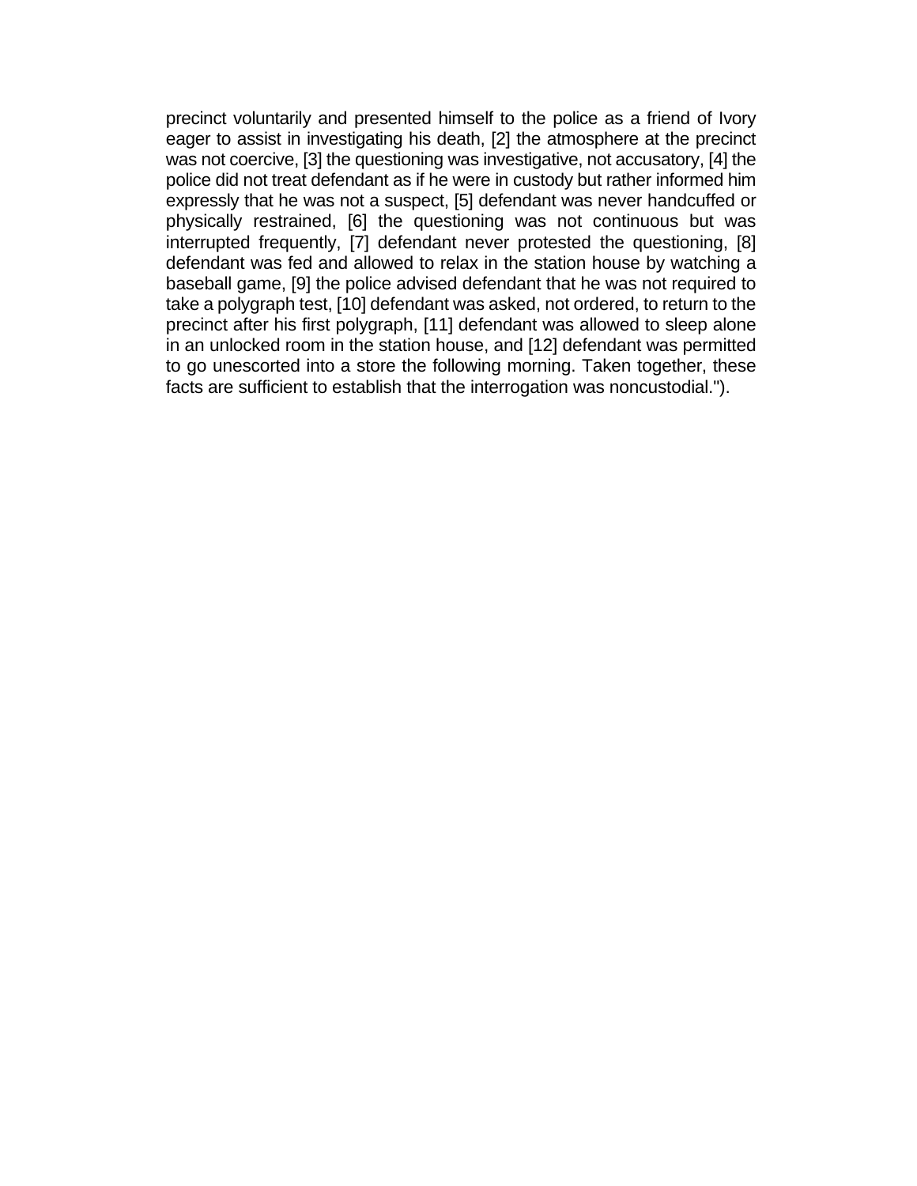precinct voluntarily and presented himself to the police as a friend of Ivory eager to assist in investigating his death, [2] the atmosphere at the precinct was not coercive, [3] the questioning was investigative, not accusatory, [4] the police did not treat defendant as if he were in custody but rather informed him expressly that he was not a suspect, [5] defendant was never handcuffed or physically restrained, [6] the questioning was not continuous but was interrupted frequently, [7] defendant never protested the questioning, [8] defendant was fed and allowed to relax in the station house by watching a baseball game, [9] the police advised defendant that he was not required to take a polygraph test, [10] defendant was asked, not ordered, to return to the precinct after his first polygraph, [11] defendant was allowed to sleep alone in an unlocked room in the station house, and [12] defendant was permitted to go unescorted into a store the following morning. Taken together, these facts are sufficient to establish that the interrogation was noncustodial.").